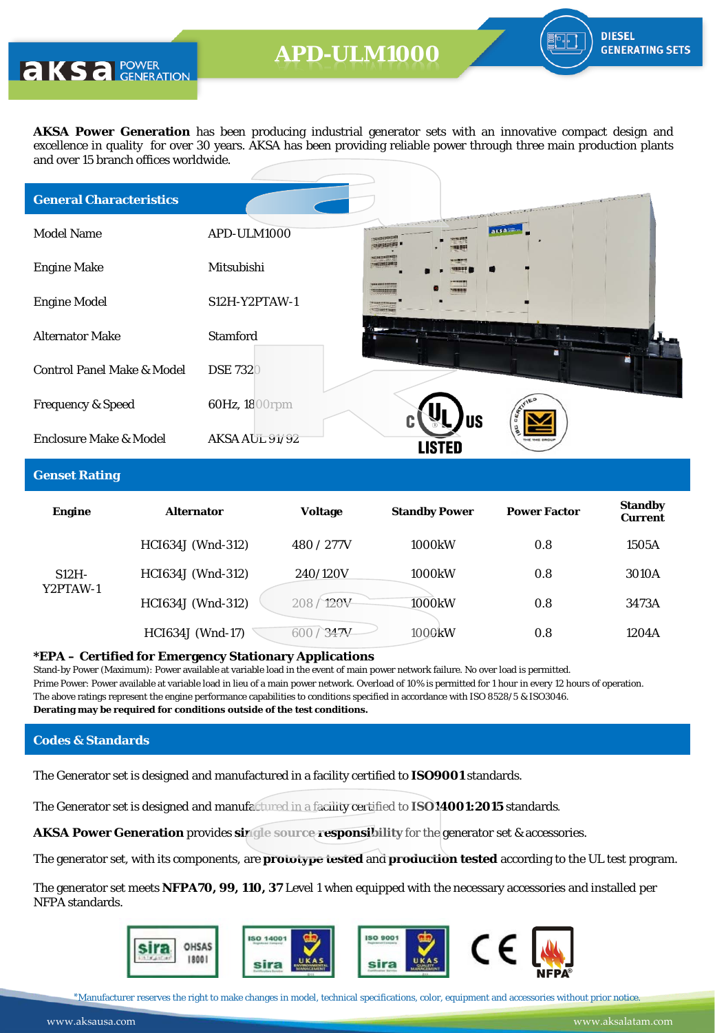# APD-ULM1000

DIESEL GENERATING SETS

**AKSA Power Generation** has been producing industrial generator sets with an innovative compact design and excellence in quality for over 30 years. AKSA has been providing reliable power through three main production plants and over 15 branch offices worldwide.

## General Characteristics

| | |
|---|---|
| Model Name | APD-ULM1000 |
| Engine Make | Mitsubishi |
| Engine Model | S12H-Y2PTAW-1 |
| Alternator Make | Stamford |
| Control Panel Make & Model | DSE 7320 |
| Frequency & Speed | 60Hz, 1800rpm |
| Enclosure Make & Model | AKSA AUL 91/92 |

## Genset Rating

| Engine | Alternator | Voltage | Standby Power | Power Factor | Standby Current |
|---|---|---|---|---|---|
| S12H-Y2PTAW-1 | HCI634J (Wnd-312) | 480 / 277V | 1000kW | 0.8 | 1505A |
| | HCI634J (Wnd-312) | 240/120V | 1000kW | 0.8 | 3010A |
| | HCI634J (Wnd-312) | 208 / 120V | 1000kW | 0.8 | 3473A |
| | HCI634J (Wnd-17) | 600 / 347V | 1000kW | 0.8 | 1204A |

**\*EPA – Certified for Emergency Stationary Applications**

Stand-by Power (Maximum): Power available at variable load in the event of main power network failure. No over load is permitted.
Prime Power: Power available at variable load in lieu of a main power network. Overload of 10% is permitted for 1 hour in every 12 hours of operation.
The above ratings represent the engine performance capabilities to conditions specified in accordance with ISO 8528/5 & ISO3046.
**Derating may be required for conditions outside of the test conditions.**

## Codes & Standards

The Generator set is designed and manufactured in a facility certified to **ISO9001** standards.

The Generator set is designed and manufactured in a facility certified to **ISO14001:2015** standards.

**AKSA Power Generation** provides **single source responsibility** for the generator set & accessories.

The generator set, with its components, are **prototype tested** and **production tested** according to the UL test program.

The generator set meets **NFPA70, 99, 110, 37** Level 1 when equipped with the necessary accessories and installed per NFPA standards.

*Manufacturer reserves the right to make changes in model, technical specifications, color, equipment and accessories without prior notice.

www.aksausa.com www.aksalatam.com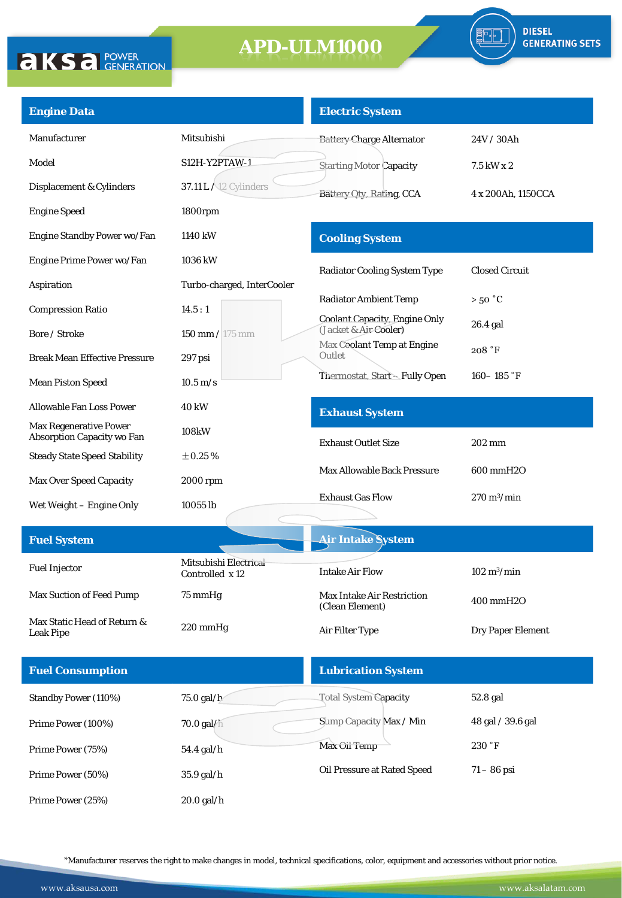# APD-ULM1000

DIESEL GENERATING SETS

## Engine Data

| | |
|---|---|
| Manufacturer | Mitsubishi |
| Model | S12H-Y2PTAW-1 |
| Displacement & Cylinders | 37.11 L / 12 Cylinders |
| Engine Speed | 1800rpm |
| Engine Standby Power wo/Fan | 1140 kW |
| Engine Prime Power wo/Fan | 1036 kW |
| Aspiration | Turbo-charged, InterCooler |
| Compression Ratio | 14.5 : 1 |
| Bore / Stroke | 150 mm / 175 mm |
| Break Mean Effective Pressure | 297 psi |
| Mean Piston Speed | 10.5 m/s |
| Allowable Fan Loss Power | 40 kW |
| Max Regenerative Power Absorption Capacity wo Fan | 108kW |
| Steady State Speed Stability | ±0.25 % |
| Max Over Speed Capacity | 2000 rpm |
| Wet Weight – Engine Only | 10055 lb |

## Electric System

| | |
|---|---|
| Battery Charge Alternator | 24V / 30Ah |
| Starting Motor Capacity | 7.5 kW x 2 |
| Battery Qty, Rating, CCA | 4 x 200Ah, 1150CCA |

## Cooling System

| | |
|---|---|
| Radiator Cooling System Type | Closed Circuit |
| Radiator Ambient Temp | > 50 °C |
| Coolant Capacity, Engine Only (Jacket & Air Cooler) | 26.4 gal |
| Max Coolant Temp at Engine Outlet | 208 °F |
| Thermostat, Start – Fully Open | 160– 185 °F |

## Exhaust System

| | |
|---|---|
| Exhaust Outlet Size | 202 mm |
| Max Allowable Back Pressure | 600 mmH2O |
| Exhaust Gas Flow | 270 m³/min |

## Fuel System

| | |
|---|---|
| Fuel Injector | Mitsubishi Electrical Controlled x 12 |
| Max Suction of Feed Pump | 75 mmHg |
| Max Static Head of Return & Leak Pipe | 220 mmHg |

## Air Intake System

| | |
|---|---|
| Intake Air Flow | 102 m³/min |
| Max Intake Air Restriction (Clean Element) | 400 mmH2O |
| Air Filter Type | Dry Paper Element |

## Fuel Consumption

| | |
|---|---|
| Standby Power (110%) | 75.0 gal/h |
| Prime Power (100%) | 70.0 gal/h |
| Prime Power (75%) | 54.4 gal/h |
| Prime Power (50%) | 35.9 gal/h |
| Prime Power (25%) | 20.0 gal/h |

## Lubrication System

| | |
|---|---|
| Total System Capacity | 52.8 gal |
| Sump Capacity Max / Min | 48 gal / 39.6 gal |
| Max Oil Temp | 230 °F |
| Oil Pressure at Rated Speed | 71 – 86 psi |

*Manufacturer reserves the right to make changes in model, technical specifications, color, equipment and accessories without prior notice.

www.aksausa.com www.aksalatam.com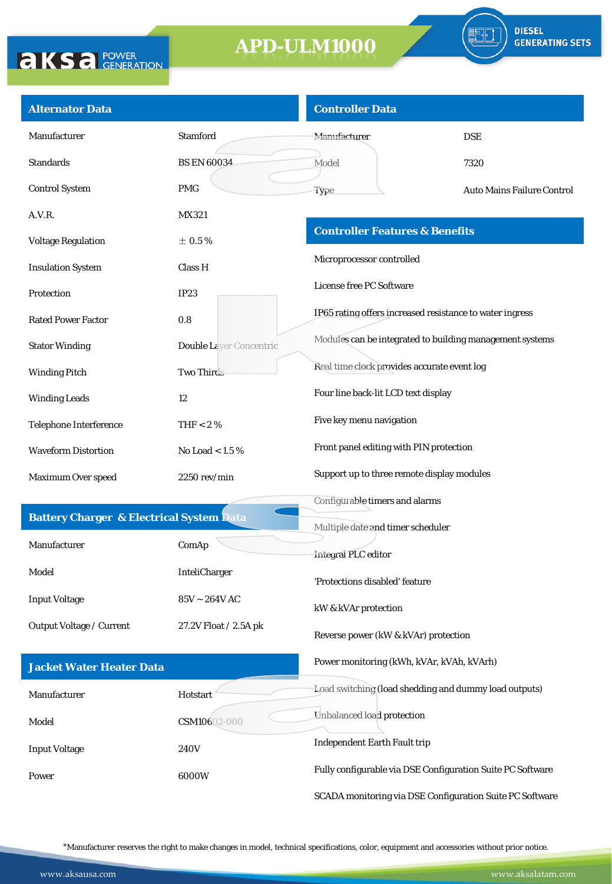# APD-ULM1000

DIESEL GENERATING SETS

## Alternator Data

| | |
|---|---|
| Manufacturer | Stamford |
| Standards | BS EN 60034 |
| Control System | PMG |
| A.V.R. | MX321 |
| Voltage Regulation | ± 0.5 % |
| Insulation System | Class H |
| Protection | IP23 |
| Rated Power Factor | 0.8 |
| Stator Winding | Double Layer Concentric |
| Winding Pitch | Two Thirds |
| Winding Leads | 12 |
| Telephone Interference | THF < 2 % |
| Waveform Distortion | No Load < 1.5 % |
| Maximum Over speed | 2250 rev/min |

## Battery Charger & Electrical System Data

| | |
|---|---|
| Manufacturer | ComAp |
| Model | InteliCharger |
| Input Voltage | 85V ~ 264V AC |
| Output Voltage / Current | 27.2V Float / 2.5A pk |

## Jacket Water Heater Data

| | |
|---|---|
| Manufacturer | Hotstart |
| Model | CSM10602-000 |
| Input Voltage | 240V |
| Power | 6000W |

## Controller Data

| | |
|---|---|
| Manufacturer | DSE |
| Model | 7320 |
| Type | Auto Mains Failure Control |

## Controller Features & Benefits

- Microprocessor controlled
- License free PC Software
- IP65 rating offers increased resistance to water ingress
- Modules can be integrated to building management systems
- Real time clock provides accurate event log
- Four line back-lit LCD text display
- Five key menu navigation
- Front panel editing with PIN protection
- Support up to three remote display modules
- Configurable timers and alarms
- Multiple date and timer scheduler
- Integral PLC editor
- 'Protections disabled' feature
- kW & kVAr protection
- Reverse power (kW & kVAr) protection
- Power monitoring (kWh, kVAr, kVAh, kVArh)
- Load switching (load shedding and dummy load outputs)
- Unbalanced load protection
- Independent Earth Fault trip
- Fully configurable via DSE Configuration Suite PC Software
- SCADA monitoring via DSE Configuration Suite PC Software

*Manufacturer reserves the right to make changes in model, technical specifications, color, equipment and accessories without prior notice.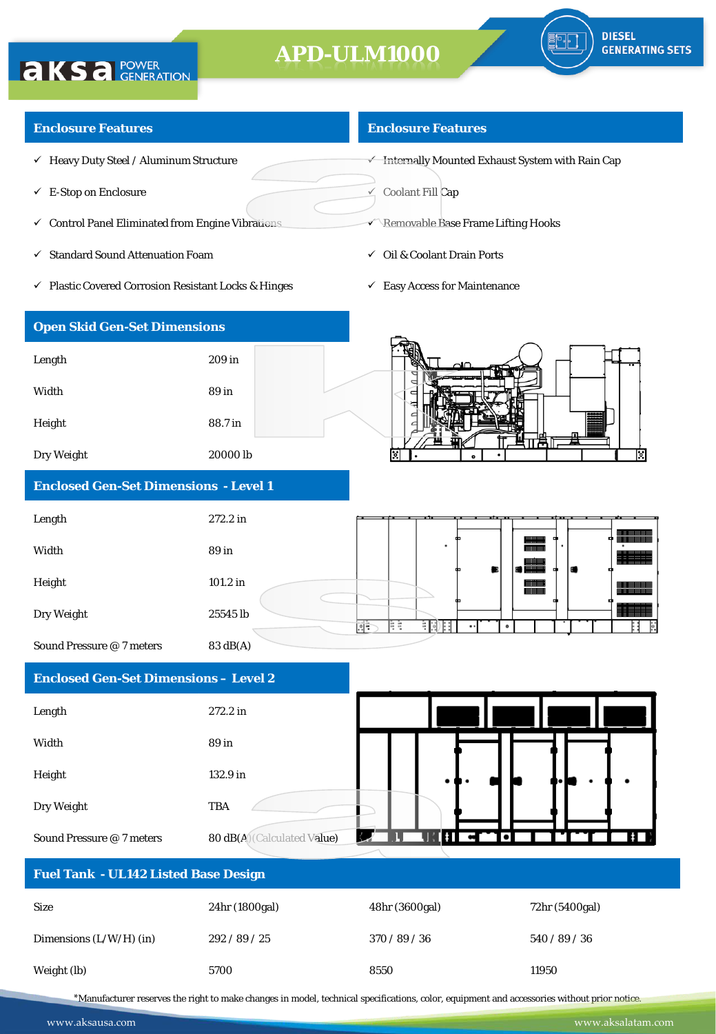# APD-ULM1000

DIESEL GENERATING SETS

## Enclosure Features

- ✓ Heavy Duty Steel / Aluminum Structure
- ✓ E-Stop on Enclosure
- ✓ Control Panel Eliminated from Engine Vibrations
- ✓ Standard Sound Attenuation Foam
- ✓ Plastic Covered Corrosion Resistant Locks & Hinges

## Enclosure Features

- ✓ Internally Mounted Exhaust System with Rain Cap
- ✓ Coolant Fill Cap
- ✓ Removable Base Frame Lifting Hooks
- ✓ Oil & Coolant Drain Ports
- ✓ Easy Access for Maintenance

## Open Skid Gen-Set Dimensions

| | |
|---|---|
| Length | 209 in |
| Width | 89 in |
| Height | 88.7 in |
| Dry Weight | 20000 lb |

## Enclosed Gen-Set Dimensions - Level 1

| | |
|---|---|
| Length | 272.2 in |
| Width | 89 in |
| Height | 101.2 in |
| Dry Weight | 25545 lb |
| Sound Pressure @ 7 meters | 83 dB(A) |

## Enclosed Gen-Set Dimensions – Level 2

| | |
|---|---|
| Length | 272.2 in |
| Width | 89 in |
| Height | 132.9 in |
| Dry Weight | TBA |
| Sound Pressure @ 7 meters | 80 dB(A) (Calculated Value) |

## Fuel Tank - UL142 Listed Base Design

| | | | |
|---|---|---|---|
| Size | 24hr (1800gal) | 48hr (3600gal) | 72hr (5400gal) |
| Dimensions (L/W/H) (in) | 292 / 89 / 25 | 370 / 89 / 36 | 540 / 89 / 36 |
| Weight (lb) | 5700 | 8550 | 11950 |

*Manufacturer reserves the right to make changes in model, technical specifications, color, equipment and accessories without prior notice.

www.aksausa.com www.aksalatam.com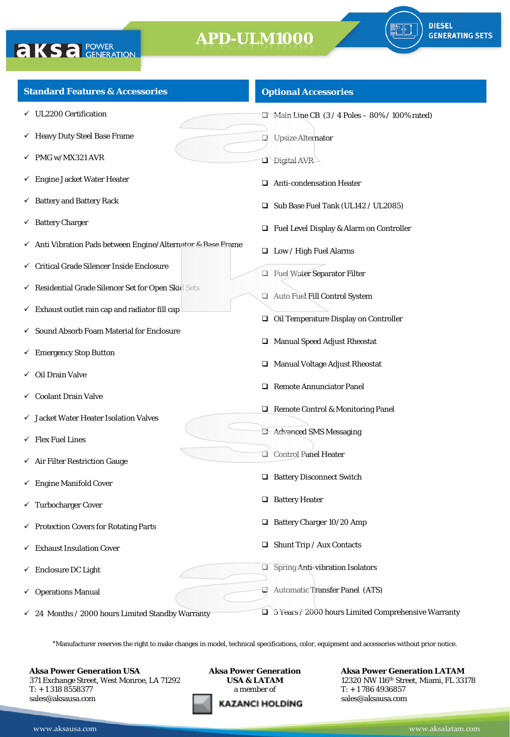# APD-ULM1000

DIESEL GENERATING SETS

## Standard Features & Accessories

- ✓ UL2200 Certification
- ✓ Heavy Duty Steel Base Frame
- ✓ PMG w/ MX321 AVR
- ✓ Engine Jacket Water Heater
- ✓ Battery and Battery Rack
- ✓ Battery Charger
- ✓ Anti Vibration Pads between Engine/Alternator & Base Frame
- ✓ Critical Grade Silencer Inside Enclosure
- ✓ Residential Grade Silencer Set for Open Skid Sets
- ✓ Exhaust outlet rain cap and radiator fill cap
- ✓ Sound Absorb Foam Material for Enclosure
- ✓ Emergency Stop Button
- ✓ Oil Drain Valve
- ✓ Coolant Drain Valve
- ✓ Jacket Water Heater Isolation Valves
- ✓ Flex Fuel Lines
- ✓ Air Filter Restriction Gauge
- ✓ Engine Manifold Cover
- ✓ Turbocharger Cover
- ✓ Protection Covers for Rotating Parts
- ✓ Exhaust Insulation Cover
- ✓ Enclosure DC Light
- ✓ Operations Manual
- ✓ 24 Months / 2000 hours Limited Standby Warranty

## Optional Accessories

- ❑ Main Line CB (3 / 4 Poles – 80% / 100% rated)
- ❑ Upsize Alternator
- ❑ Digital AVR
- ❑ Anti-condensation Heater
- ❑ Sub Base Fuel Tank (UL142 / UL2085)
- ❑ Fuel Level Display & Alarm on Controller
- ❑ Low / High Fuel Alarms
- ❑ Fuel Water Separator Filter
- ❑ Auto Fuel Fill Control System
- ❑ Oil Temperature Display on Controller
- ❑ Manual Speed Adjust Rheostat
- ❑ Manual Voltage Adjust Rheostat
- ❑ Remote Annunciator Panel
- ❑ Remote Control & Monitoring Panel
- ❑ Advanced SMS Messaging
- ❑ Control Panel Heater
- ❑ Battery Disconnect Switch
- ❑ Battery Heater
- ❑ Battery Charger 10/20 Amp
- ❑ Shunt Trip / Aux Contacts
- ❑ Spring Anti-vibration Isolators
- ❑ Automatic Transfer Panel (ATS)
- ❑ 5 Years / 2000 hours Limited Comprehensive Warranty

*Manufacturer reserves the right to make changes in model, technical specifications, color, equipment and accessories without prior notice.

**Aksa Power Generation USA**
371 Exchange Street, West Monroe, LA 71292
T: +1 318 8558377
sales@aksausa.com

**Aksa Power Generation USA & LATAM**
a member of
KAZANCI HOLDİNG

**Aksa Power Generation LATAM**
12320 NW 116th Street, Miami, FL 33178
T: +1 786 4936857
sales@aksausa.com

www.aksausa.com    www.aksalatam.com